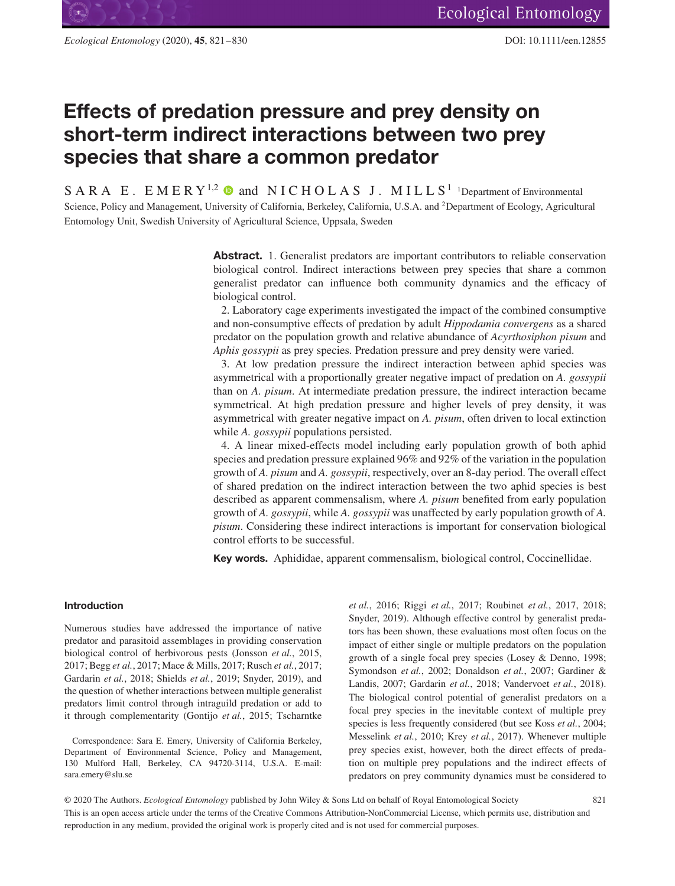# Effects of predation pressure and prey density on short-term indirect interactions between two prey species that share a common predator

SARA E. EMERY[1,2] and NICHOLAS J. MILLS[1]

[1]Department of Environmental Science, Policy and Management, University of California, Berkeley, California, U.S.A. and [2]Department of Ecology, Agricultural Entomology Unit, Swedish University of Agricultural Science, Uppsala, Sweden

**Abstract.** 1. Generalist predators are important contributors to reliable conservation biological control. Indirect interactions between prey species that share a common generalist predator can influence both community dynamics and the efficacy of biological control.

2. Laboratory cage experiments investigated the impact of the combined consumptive and non-consumptive effects of predation by adult *Hippodamia convergens* as a shared predator on the population growth and relative abundance of *Acyrthosiphon pisum* and *Aphis gossypii* as prey species. Predation pressure and prey density were varied.

3. At low predation pressure the indirect interaction between aphid species was asymmetrical with a proportionally greater negative impact of predation on *A. gossypii* than on *A. pisum*. At intermediate predation pressure, the indirect interaction became symmetrical. At high predation pressure and higher levels of prey density, it was asymmetrical with greater negative impact on *A. pisum*, often driven to local extinction while *A. gossypii* populations persisted.

4. A linear mixed-effects model including early population growth of both aphid species and predation pressure explained 96% and 92% of the variation in the population growth of *A. pisum* and *A. gossypii*, respectively, over an 8-day period. The overall effect of shared predation on the indirect interaction between the two aphid species is best described as apparent commensalism, where *A. pisum* benefited from early population growth of *A. gossypii*, while *A. gossypii* was unaffected by early population growth of *A. pisum*. Considering these indirect interactions is important for conservation biological control efforts to be successful.

**Key words.** Aphididae, apparent commensalism, biological control, Coccinellidae.

## Introduction

Numerous studies have addressed the importance of native predator and parasitoid assemblages in providing conservation biological control of herbivorous pests (Jonsson *et al.*, 2015, 2017; Begg *et al.*, 2017; Mace & Mills, 2017; Rusch *et al.*, 2017; Gardarin *et al.*, 2018; Shields *et al.*, 2019; Snyder, 2019), and the question of whether interactions between multiple generalist predators limit control through intraguild predation or add to it through complementarity (Gontijo *et al.*, 2015; Tscharntke *et al.*, 2016; Riggi *et al.*, 2017; Roubinet *et al.*, 2017, 2018; Snyder, 2019). Although effective control by generalist predators has been shown, these evaluations most often focus on the impact of either single or multiple predators on the population growth of a single focal prey species (Losey & Denno, 1998; Symondson *et al.*, 2002; Donaldson *et al.*, 2007; Gardiner & Landis, 2007; Gardarin *et al.*, 2018; Vandervoet *et al.*, 2018). The biological control potential of generalist predators on a focal prey species in the inevitable context of multiple prey species is less frequently considered (but see Koss *et al.*, 2004; Messelink *et al.*, 2010; Krey *et al.*, 2017). Whenever multiple prey species exist, however, both the direct effects of predation on multiple prey populations and the indirect effects of predators on prey community dynamics must be considered to

Correspondence: Sara E. Emery, University of California Berkeley, Department of Environmental Science, Policy and Management, 130 Mulford Hall, Berkeley, CA 94720-3114, U.S.A. E-mail: sara.emery@slu.se

© 2020 The Authors. *Ecological Entomology* published by John Wiley & Sons Ltd on behalf of Royal Entomological Society

This is an open access article under the terms of the Creative Commons Attribution-NonCommercial License, which permits use, distribution and reproduction in any medium, provided the original work is properly cited and is not used for commercial purposes.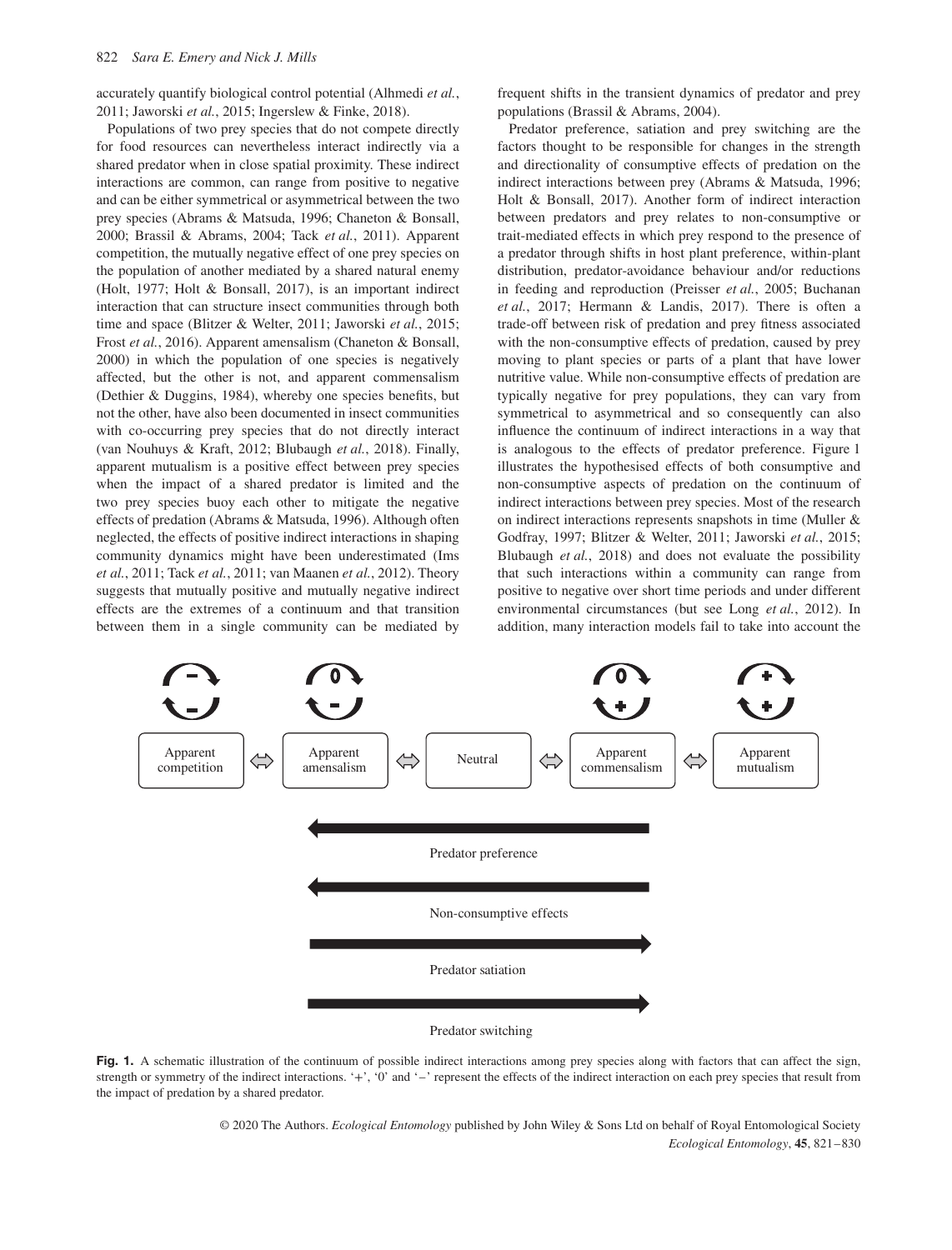accurately quantify biological control potential (Alhmedi *et al.*, 2011; Jaworski *et al.*, 2015; Ingerslew & Finke, 2018).

Populations of two prey species that do not compete directly for food resources can nevertheless interact indirectly via a shared predator when in close spatial proximity. These indirect interactions are common, can range from positive to negative and can be either symmetrical or asymmetrical between the two prey species (Abrams & Matsuda, 1996; Chaneton & Bonsall, 2000; Brassil & Abrams, 2004; Tack *et al.*, 2011). Apparent competition, the mutually negative effect of one prey species on the population of another mediated by a shared natural enemy (Holt, 1977; Holt & Bonsall, 2017), is an important indirect interaction that can structure insect communities through both time and space (Blitzer & Welter, 2011; Jaworski *et al.*, 2015; Frost *et al.*, 2016). Apparent amensalism (Chaneton & Bonsall, 2000) in which the population of one species is negatively affected, but the other is not, and apparent commensalism (Dethier & Duggins, 1984), whereby one species benefits, but not the other, have also been documented in insect communities with co-occurring prey species that do not directly interact (van Nouhuys & Kraft, 2012; Blubaugh *et al.*, 2018). Finally, apparent mutualism is a positive effect between prey species when the impact of a shared predator is limited and the two prey species buoy each other to mitigate the negative effects of predation (Abrams & Matsuda, 1996). Although often neglected, the effects of positive indirect interactions in shaping community dynamics might have been underestimated (Ims *et al.*, 2011; Tack *et al.*, 2011; van Maanen *et al.*, 2012). Theory suggests that mutually positive and mutually negative indirect effects are the extremes of a continuum and that transition between them in a single community can be mediated by frequent shifts in the transient dynamics of predator and prey populations (Brassil & Abrams, 2004).

Predator preference, satiation and prey switching are the factors thought to be responsible for changes in the strength and directionality of consumptive effects of predation on the indirect interactions between prey (Abrams & Matsuda, 1996; Holt & Bonsall, 2017). Another form of indirect interaction between predators and prey relates to non-consumptive or trait-mediated effects in which prey respond to the presence of a predator through shifts in host plant preference, within-plant distribution, predator-avoidance behaviour and/or reductions in feeding and reproduction (Preisser *et al.*, 2005; Buchanan *et al.*, 2017; Hermann & Landis, 2017). There is often a trade-off between risk of predation and prey fitness associated with the non-consumptive effects of predation, caused by prey moving to plant species or parts of a plant that have lower nutritive value. While non-consumptive effects of predation are typically negative for prey populations, they can vary from symmetrical to asymmetrical and so consequently can also influence the continuum of indirect interactions in a way that is analogous to the effects of predator preference. Figure 1 illustrates the hypothesised effects of both consumptive and non-consumptive aspects of predation on the continuum of indirect interactions between prey species. Most of the research on indirect interactions represents snapshots in time (Muller & Godfray, 1997; Blitzer & Welter, 2011; Jaworski *et al.*, 2015; Blubaugh *et al.*, 2018) and does not evaluate the possibility that such interactions within a community can range from positive to negative over short time periods and under different environmental circumstances (but see Long *et al.*, 2012). In addition, many interaction models fail to take into account the

**Fig. 1.** A schematic illustration of the continuum of possible indirect interactions among prey species along with factors that can affect the sign, strength or symmetry of the indirect interactions. '+', '0' and '−' represent the effects of the indirect interaction on each prey species that result from the impact of predation by a shared predator.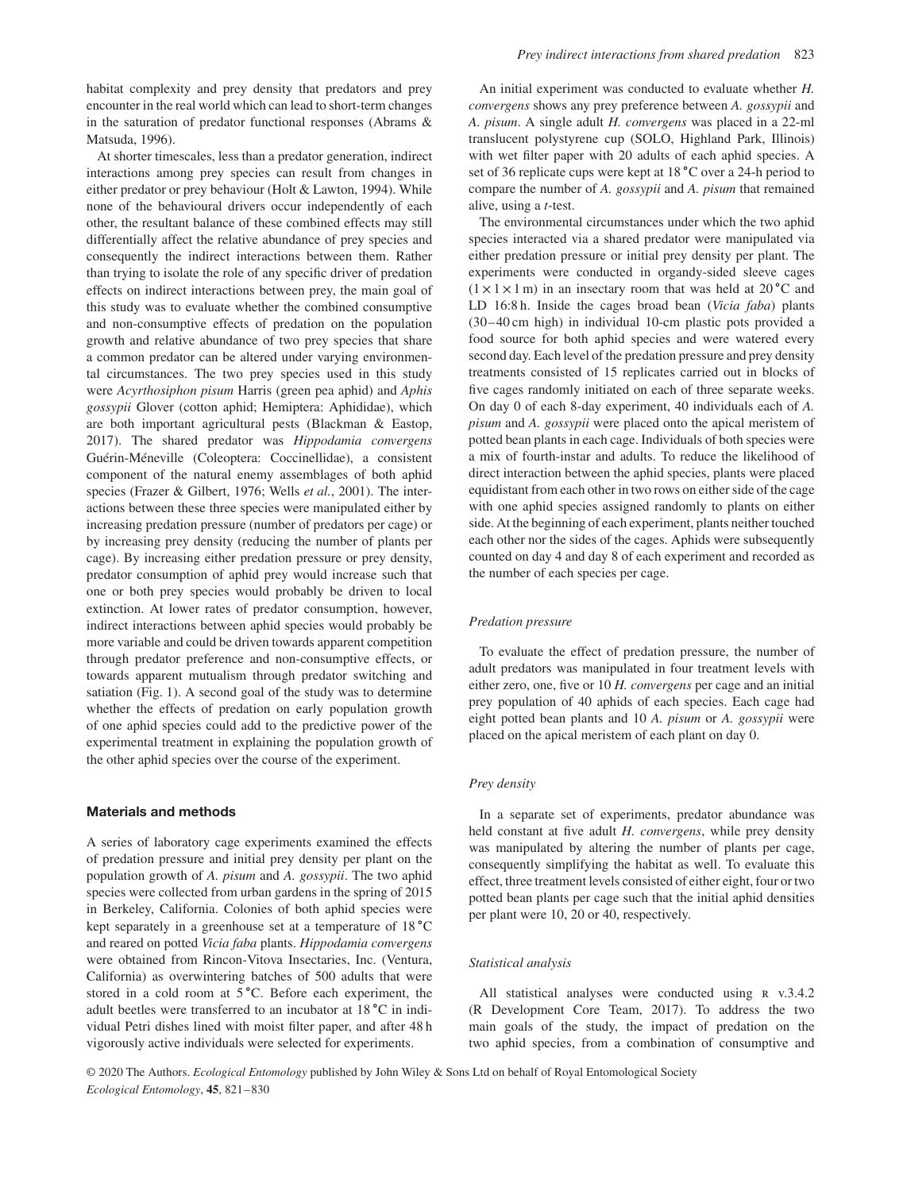habitat complexity and prey density that predators and prey encounter in the real world which can lead to short-term changes in the saturation of predator functional responses (Abrams & Matsuda, 1996).

At shorter timescales, less than a predator generation, indirect interactions among prey species can result from changes in either predator or prey behaviour (Holt & Lawton, 1994). While none of the behavioural drivers occur independently of each other, the resultant balance of these combined effects may still differentially affect the relative abundance of prey species and consequently the indirect interactions between them. Rather than trying to isolate the role of any specific driver of predation effects on indirect interactions between prey, the main goal of this study was to evaluate whether the combined consumptive and non-consumptive effects of predation on the population growth and relative abundance of two prey species that share a common predator can be altered under varying environmental circumstances. The two prey species used in this study were *Acyrthosiphon pisum* Harris (green pea aphid) and *Aphis gossypii* Glover (cotton aphid; Hemiptera: Aphididae), which are both important agricultural pests (Blackman & Eastop, 2017). The shared predator was *Hippodamia convergens* Guérin-Méneville (Coleoptera: Coccinellidae), a consistent component of the natural enemy assemblages of both aphid species (Frazer & Gilbert, 1976; Wells *et al.*, 2001). The interactions between these three species were manipulated either by increasing predation pressure (number of predators per cage) or by increasing prey density (reducing the number of plants per cage). By increasing either predation pressure or prey density, predator consumption of aphid prey would increase such that one or both prey species would probably be driven to local extinction. At lower rates of predator consumption, however, indirect interactions between aphid species would probably be more variable and could be driven towards apparent competition through predator preference and non-consumptive effects, or towards apparent mutualism through predator switching and satiation (Fig. 1). A second goal of the study was to determine whether the effects of predation on early population growth of one aphid species could add to the predictive power of the experimental treatment in explaining the population growth of the other aphid species over the course of the experiment.

## Materials and methods

A series of laboratory cage experiments examined the effects of predation pressure and initial prey density per plant on the population growth of *A. pisum* and *A. gossypii*. The two aphid species were collected from urban gardens in the spring of 2015 in Berkeley, California. Colonies of both aphid species were kept separately in a greenhouse set at a temperature of 18 °C and reared on potted *Vicia faba* plants. *Hippodamia convergens* were obtained from Rincon-Vitova Insectaries, Inc. (Ventura, California) as overwintering batches of 500 adults that were stored in a cold room at 5 °C. Before each experiment, the adult beetles were transferred to an incubator at 18 °C in individual Petri dishes lined with moist filter paper, and after 48 h vigorously active individuals were selected for experiments.

An initial experiment was conducted to evaluate whether *H. convergens* shows any prey preference between *A. gossypii* and *A. pisum*. A single adult *H. convergens* was placed in a 22-ml translucent polystyrene cup (SOLO, Highland Park, Illinois) with wet filter paper with 20 adults of each aphid species. A set of 36 replicate cups were kept at 18 °C over a 24-h period to compare the number of *A. gossypii* and *A. pisum* that remained alive, using a *t*-test.

The environmental circumstances under which the two aphid species interacted via a shared predator were manipulated via either predation pressure or initial prey density per plant. The experiments were conducted in organdy-sided sleeve cages ($1 \times 1 \times 1$ m) in an insectary room that was held at 20 °C and LD 16:8 h. Inside the cages broad bean (*Vicia faba*) plants (30–40 cm high) in individual 10-cm plastic pots provided a food source for both aphid species and were watered every second day. Each level of the predation pressure and prey density treatments consisted of 15 replicates carried out in blocks of five cages randomly initiated on each of three separate weeks. On day 0 of each 8-day experiment, 40 individuals each of *A. pisum* and *A. gossypii* were placed onto the apical meristem of potted bean plants in each cage. Individuals of both species were a mix of fourth-instar and adults. To reduce the likelihood of direct interaction between the aphid species, plants were placed equidistant from each other in two rows on either side of the cage with one aphid species assigned randomly to plants on either side. At the beginning of each experiment, plants neither touched each other nor the sides of the cages. Aphids were subsequently counted on day 4 and day 8 of each experiment and recorded as the number of each species per cage.

### Predation pressure

To evaluate the effect of predation pressure, the number of adult predators was manipulated in four treatment levels with either zero, one, five or 10 *H. convergens* per cage and an initial prey population of 40 aphids of each species. Each cage had eight potted bean plants and 10 *A. pisum* or *A. gossypii* were placed on the apical meristem of each plant on day 0.

### Prey density

In a separate set of experiments, predator abundance was held constant at five adult *H. convergens*, while prey density was manipulated by altering the number of plants per cage, consequently simplifying the habitat as well. To evaluate this effect, three treatment levels consisted of either eight, four or two potted bean plants per cage such that the initial aphid densities per plant were 10, 20 or 40, respectively.

### Statistical analysis

All statistical analyses were conducted using R v.3.4.2 (R Development Core Team, 2017). To address the two main goals of the study, the impact of predation on the two aphid species, from a combination of consumptive and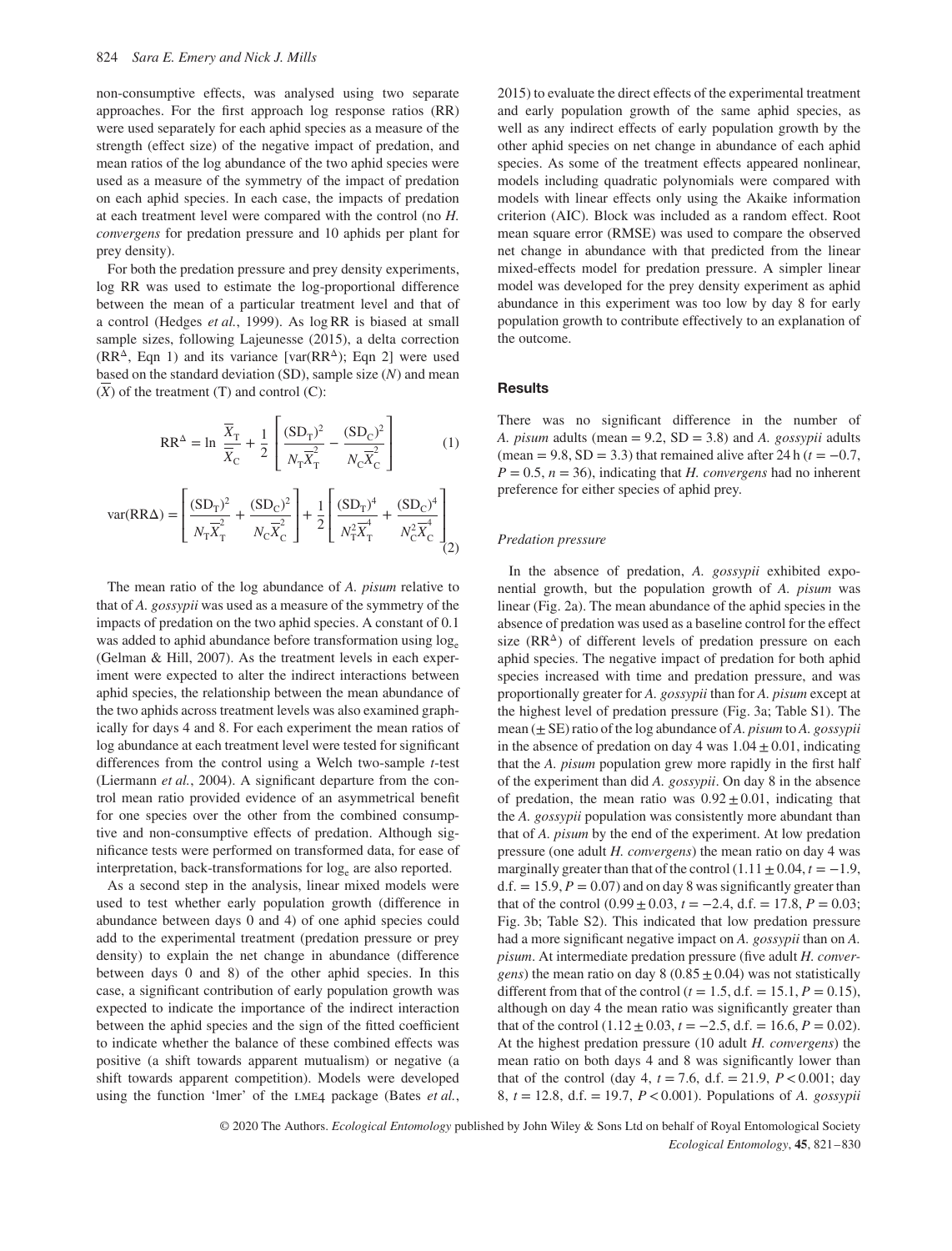non-consumptive effects, was analysed using two separate approaches. For the first approach log response ratios (RR) were used separately for each aphid species as a measure of the strength (effect size) of the negative impact of predation, and mean ratios of the log abundance of the two aphid species were used as a measure of the symmetry of the impact of predation on each aphid species. In each case, the impacts of predation at each treatment level were compared with the control (no *H. convergens* for predation pressure and 10 aphids per plant for prey density).

For both the predation pressure and prey density experiments, log RR was used to estimate the log-proportional difference between the mean of a particular treatment level and that of a control (Hedges *et al.*, 1999). As log RR is biased at small sample sizes, following Lajeunesse (2015), a delta correction ($RR^{\Delta}$, Eqn 1) and its variance [var($RR^{\Delta}$); Eqn 2] were used based on the standard deviation (SD), sample size ($N$) and mean ($\overline{X}$) of the treatment (T) and control (C):

$$RR^{\Delta} = \ln \frac{\overline{X}_T}{\overline{X}_C} + \frac{1}{2}\left[\frac{(SD_T)^2}{N_T\overline{X}_T^2} - \frac{(SD_C)^2}{N_C\overline{X}_C^2}\right] \quad (1)$$

$$\mathrm{var}(RR\Delta) = \left[\frac{(SD_T)^2}{N_T\overline{X}_T^2} + \frac{(SD_C)^2}{N_C\overline{X}_C^2}\right] + \frac{1}{2}\left[\frac{(SD_T)^4}{N_T^2\overline{X}_T^4} + \frac{(SD_C)^4}{N_C^2\overline{X}_C^4}\right] \quad (2)$$

The mean ratio of the log abundance of *A. pisum* relative to that of *A. gossypii* was used as a measure of the symmetry of the impacts of predation on the two aphid species. A constant of 0.1 was added to aphid abundance before transformation using $\log_e$ (Gelman & Hill, 2007). As the treatment levels in each experiment were expected to alter the indirect interactions between aphid species, the relationship between the mean abundance of the two aphids across treatment levels was also examined graphically for days 4 and 8. For each experiment the mean ratios of log abundance at each treatment level were tested for significant differences from the control using a Welch two-sample $t$-test (Liermann *et al.*, 2004). A significant departure from the control mean ratio provided evidence of an asymmetrical benefit for one species over the other from the combined consumptive and non-consumptive effects of predation. Although significance tests were performed on transformed data, for ease of interpretation, back-transformations for $\log_e$ are also reported.

As a second step in the analysis, linear mixed models were used to test whether early population growth (difference in abundance between days 0 and 4) of one aphid species could add to the experimental treatment (predation pressure or prey density) to explain the net change in abundance (difference between days 0 and 8) of the other aphid species. In this case, a significant contribution of early population growth was expected to indicate the importance of the indirect interaction between the aphid species and the sign of the fitted coefficient to indicate whether the balance of these combined effects was positive (a shift towards apparent mutualism) or negative (a shift towards apparent competition). Models were developed using the function 'lmer' of the LME4 package (Bates *et al.*, 2015) to evaluate the direct effects of the experimental treatment and early population growth of the same aphid species, as well as any indirect effects of early population growth by the other aphid species on net change in abundance of each aphid species. As some of the treatment effects appeared nonlinear, models including quadratic polynomials were compared with models with linear effects only using the Akaike information criterion (AIC). Block was included as a random effect. Root mean square error (RMSE) was used to compare the observed net change in abundance with that predicted from the linear mixed-effects model for predation pressure. A simpler linear model was developed for the prey density experiment as aphid abundance in this experiment was too low by day 8 for early population growth to contribute effectively to an explanation of the outcome.

## Results

There was no significant difference in the number of *A. pisum* adults (mean = 9.2, SD = 3.8) and *A. gossypii* adults (mean = 9.8, SD = 3.3) that remained alive after 24 h ($t = -0.7$, $P = 0.5$, $n = 36$), indicating that *H. convergens* had no inherent preference for either species of aphid prey.

### Predation pressure

In the absence of predation, *A. gossypii* exhibited exponential growth, but the population growth of *A. pisum* was linear (Fig. 2a). The mean abundance of the aphid species in the absence of predation was used as a baseline control for the effect size ($RR^{\Delta}$) of different levels of predation pressure on each aphid species. The negative impact of predation for both aphid species increased with time and predation pressure, and was proportionally greater for *A. gossypii* than for *A. pisum* except at the highest level of predation pressure (Fig. 3a; Table S1). The mean (± SE) ratio of the log abundance of *A. pisum* to *A. gossypii* in the absence of predation on day 4 was $1.04 \pm 0.01$, indicating that the *A. pisum* population grew more rapidly in the first half of the experiment than did *A. gossypii*. On day 8 in the absence of predation, the mean ratio was $0.92 \pm 0.01$, indicating that the *A. gossypii* population was consistently more abundant than that of *A. pisum* by the end of the experiment. At low predation pressure (one adult *H. convergens*) the mean ratio on day 4 was marginally greater than that of the control ($1.11 \pm 0.04$, $t = -1.9$, d.f. = 15.9, $P = 0.07$) and on day 8 was significantly greater than that of the control ($0.99 \pm 0.03$, $t = -2.4$, d.f. = 17.8, $P = 0.03$; Fig. 3b; Table S2). This indicated that low predation pressure had a more significant negative impact on *A. gossypii* than on *A. pisum*. At intermediate predation pressure (five adult *H. convergens*) the mean ratio on day 8 ($0.85 \pm 0.04$) was not statistically different from that of the control ($t = 1.5$, d.f. = 15.1, $P = 0.15$), although on day 4 the mean ratio was significantly greater than that of the control ($1.12 \pm 0.03$, $t = -2.5$, d.f. = 16.6, $P = 0.02$). At the highest predation pressure (10 adult *H. convergens*) the mean ratio on both days 4 and 8 was significantly lower than that of the control (day 4, $t = 7.6$, d.f. = 21.9, $P < 0.001$; day 8, $t = 12.8$, d.f. = 19.7, $P < 0.001$). Populations of *A. gossypii*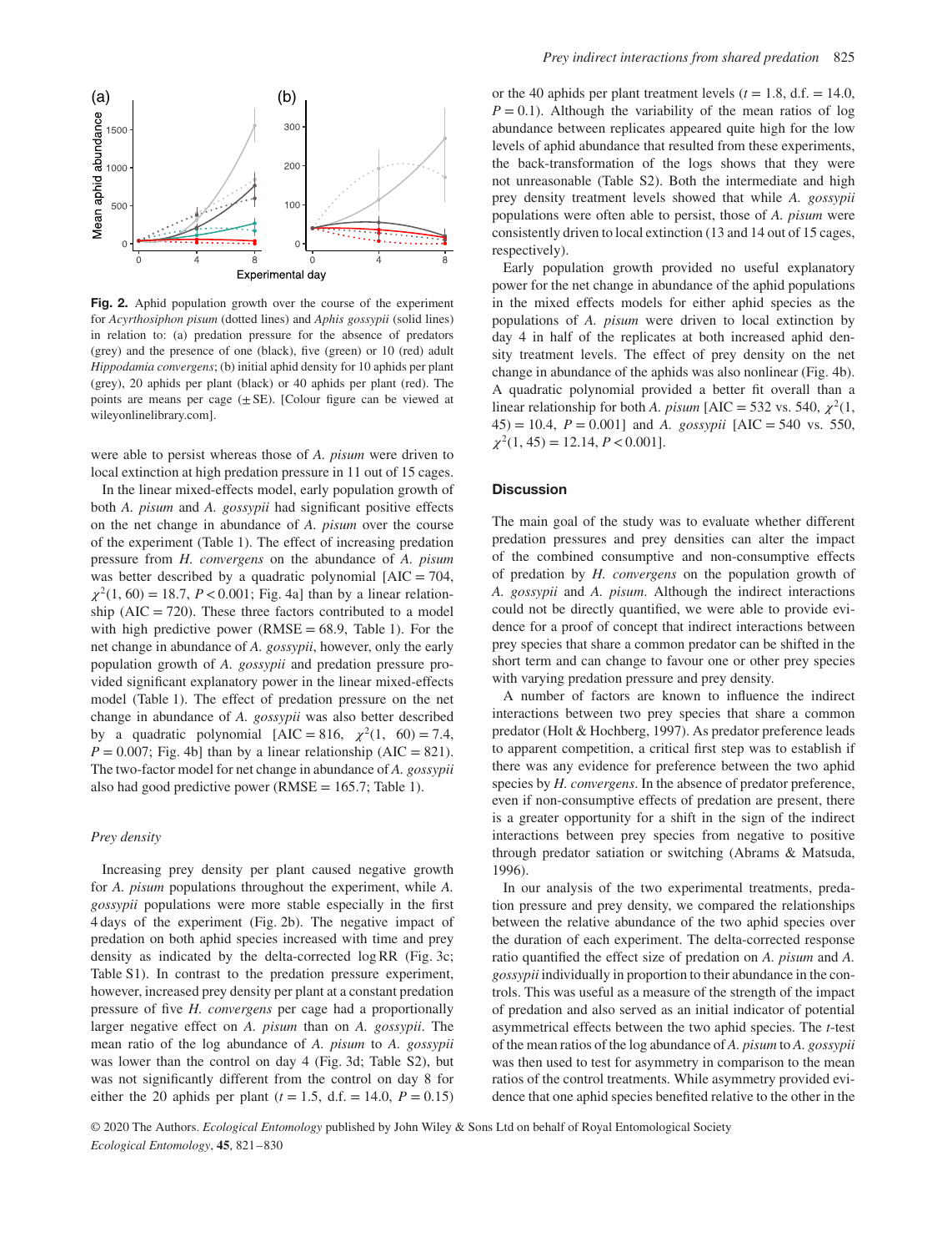(a)

Mean aphid abundance

1500

1000

500

0

0 4 8

(b)

300

200

100

0

0 4 8

Experimental day

**Fig. 2.** Aphid population growth over the course of the experiment for *Acyrthosiphon pisum* (dotted lines) and *Aphis gossypii* (solid lines) in relation to: (a) predation pressure for the absence of predators (grey) and the presence of one (black), five (green) or 10 (red) adult *Hippodamia convergens*; (b) initial aphid density for 10 aphids per plant (grey), 20 aphids per plant (black) or 40 aphids per plant (red). The points are means per cage (± SE). [Colour figure can be viewed at wileyonlinelibrary.com].

were able to persist whereas those of *A. pisum* were driven to local extinction at high predation pressure in 11 out of 15 cages.

In the linear mixed-effects model, early population growth of both *A. pisum* and *A. gossypii* had significant positive effects on the net change in abundance of *A. pisum* over the course of the experiment (Table 1). The effect of increasing predation pressure from *H. convergens* on the abundance of *A. pisum* was better described by a quadratic polynomial [AIC = 704, $\chi^2(1, 60) = 18.7$, $P < 0.001$; Fig. 4a] than by a linear relationship (AIC = 720). These three factors contributed to a model with high predictive power (RMSE = 68.9, Table 1). For the net change in abundance of *A. gossypii*, however, only the early population growth of *A. gossypii* and predation pressure provided significant explanatory power in the linear mixed-effects model (Table 1). The effect of predation pressure on the net change in abundance of *A. gossypii* was also better described by a quadratic polynomial [AIC = 816, $\chi^2(1, 60) = 7.4$, $P = 0.007$; Fig. 4b] than by a linear relationship (AIC = 821). The two-factor model for net change in abundance of *A. gossypii* also had good predictive power (RMSE = 165.7; Table 1).

### *Prey density*

Increasing prey density per plant caused negative growth for *A. pisum* populations throughout the experiment, while *A. gossypii* populations were more stable especially in the first 4 days of the experiment (Fig. 2b). The negative impact of predation on both aphid species increased with time and prey density as indicated by the delta-corrected log RR (Fig. 3c; Table S1). In contrast to the predation pressure experiment, however, increased prey density per plant at a constant predation pressure of five *H. convergens* per cage had a proportionally larger negative effect on *A. pisum* than on *A. gossypii*. The mean ratio of the log abundance of *A. pisum* to *A. gossypii* was lower than the control on day 4 (Fig. 3d; Table S2), but was not significantly different from the control on day 8 for either the 20 aphids per plant ($t = 1.5$, d.f. = 14.0, $P = 0.15$) or the 40 aphids per plant treatment levels ($t = 1.8$, d.f. = 14.0, $P = 0.1$). Although the variability of the mean ratios of log abundance between replicates appeared quite high for the low levels of aphid abundance that resulted from these experiments, the back-transformation of the logs shows that they were not unreasonable (Table S2). Both the intermediate and high prey density treatment levels showed that while *A. gossypii* populations were often able to persist, those of *A. pisum* were consistently driven to local extinction (13 and 14 out of 15 cages, respectively).

Early population growth provided no useful explanatory power for the net change in abundance of the aphid populations in the mixed effects models for either aphid species as the populations of *A. pisum* were driven to local extinction by day 4 in half of the replicates at both increased aphid density treatment levels. The effect of prey density on the net change in abundance of the aphids was also nonlinear (Fig. 4b). A quadratic polynomial provided a better fit overall than a linear relationship for both *A. pisum* [AIC = 532 vs. 540, $\chi^2(1, 45) = 10.4$, $P = 0.001$] and *A. gossypii* [AIC = 540 vs. 550, $\chi^2(1, 45) = 12.14$, $P < 0.001$].

## Discussion

The main goal of the study was to evaluate whether different predation pressures and prey densities can alter the impact of the combined consumptive and non-consumptive effects of predation by *H. convergens* on the population growth of *A. gossypii* and *A. pisum*. Although the indirect interactions could not be directly quantified, we were able to provide evidence for a proof of concept that indirect interactions between prey species that share a common predator can be shifted in the short term and can change to favour one or other prey species with varying predation pressure and prey density.

A number of factors are known to influence the indirect interactions between two prey species that share a common predator (Holt & Hochberg, 1997). As predator preference leads to apparent competition, a critical first step was to establish if there was any evidence for preference between the two aphid species by *H. convergens*. In the absence of predator preference, even if non-consumptive effects of predation are present, there is a greater opportunity for a shift in the sign of the indirect interactions between prey species from negative to positive through predator satiation or switching (Abrams & Matsuda, 1996).

In our analysis of the two experimental treatments, predation pressure and prey density, we compared the relationships between the relative abundance of the two aphid species over the duration of each experiment. The delta-corrected response ratio quantified the effect size of predation on *A. pisum* and *A. gossypii* individually in proportion to their abundance in the controls. This was useful as a measure of the strength of the impact of predation and also served as an initial indicator of potential asymmetrical effects between the two aphid species. The *t*-test of the mean ratios of the log abundance of *A. pisum* to *A. gossypii* was then used to test for asymmetry in comparison to the mean ratios of the control treatments. While asymmetry provided evidence that one aphid species benefited relative to the other in the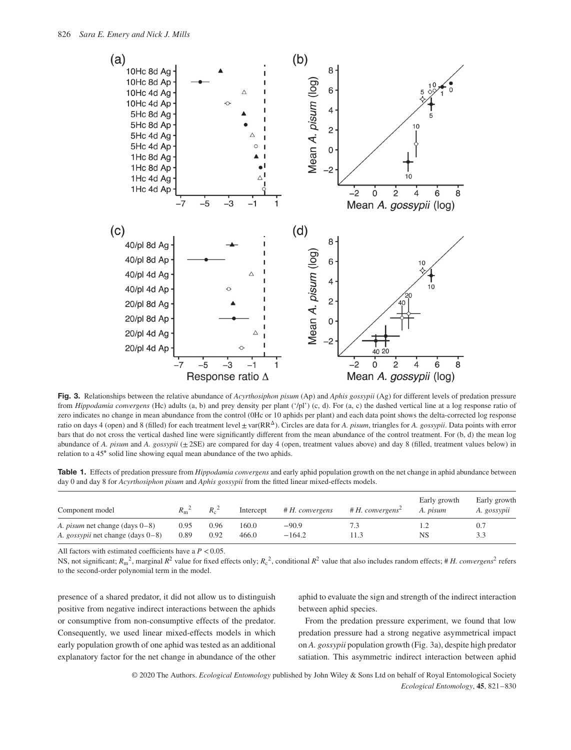**Fig. 3.** Relationships between the relative abundance of *Acyrthosiphon pisum* (Ap) and *Aphis gossypii* (Ag) for different levels of predation pressure from *Hippodamia convergens* (Hc) adults (a, b) and prey density per plant ('/pl') (c, d). For (a, c) the dashed vertical line at a log response ratio of zero indicates no change in mean abundance from the control (0Hc or 10 aphids per plant) and each data point shows the delta-corrected log response ratio on days 4 (open) and 8 (filled) for each treatment level ± var($RR^{\Delta}$). Circles are data for *A. pisum*, triangles for *A. gossypii*. Data points with error bars that do not cross the vertical dashed line were significantly different from the mean abundance of the control treatment. For (b, d) the mean log abundance of *A. pisum* and *A. gossypii* (± 2SE) are compared for day 4 (open, treatment values above) and day 8 (filled, treatment values below) in relation to a 45° solid line showing equal mean abundance of the two aphids.

**Table 1.** Effects of predation pressure from *Hippodamia convergens* and early aphid population growth on the net change in aphid abundance between day 0 and day 8 for *Acyrthosiphon pisum* and *Aphis gossypii* from the fitted linear mixed-effects models.

| Component model | $R_m^2$ | $R_c^2$ | Intercept | # *H. convergens* | # *H. convergens*$^2$ | Early growth *A. pisum* | Early growth *A. gossypii* |
|---|---|---|---|---|---|---|---|
| *A. pisum* net change (days 0–8) | 0.95 | 0.96 | 160.0 | −90.9 | 7.3 | 1.2 | 0.7 |
| *A. gossypii* net change (days 0–8) | 0.89 | 0.92 | 466.0 | −164.2 | 11.3 | NS | 3.3 |

All factors with estimated coefficients have a $P < 0.05$.

NS, not significant; $R_m^2$, marginal $R^2$ value for fixed effects only; $R_c^2$, conditional $R^2$ value that also includes random effects; # *H. convergens*$^2$ refers to the second-order polynomial term in the model.

presence of a shared predator, it did not allow us to distinguish positive from negative indirect interactions between the aphids or consumptive from non-consumptive effects of the predator. Consequently, we used linear mixed-effects models in which early population growth of one aphid was tested as an additional explanatory factor for the net change in abundance of the other aphid to evaluate the sign and strength of the indirect interaction between aphid species.

From the predation pressure experiment, we found that low predation pressure had a strong negative asymmetrical impact on *A. gossypii* population growth (Fig. 3a), despite high predator satiation. This asymmetric indirect interaction between aphid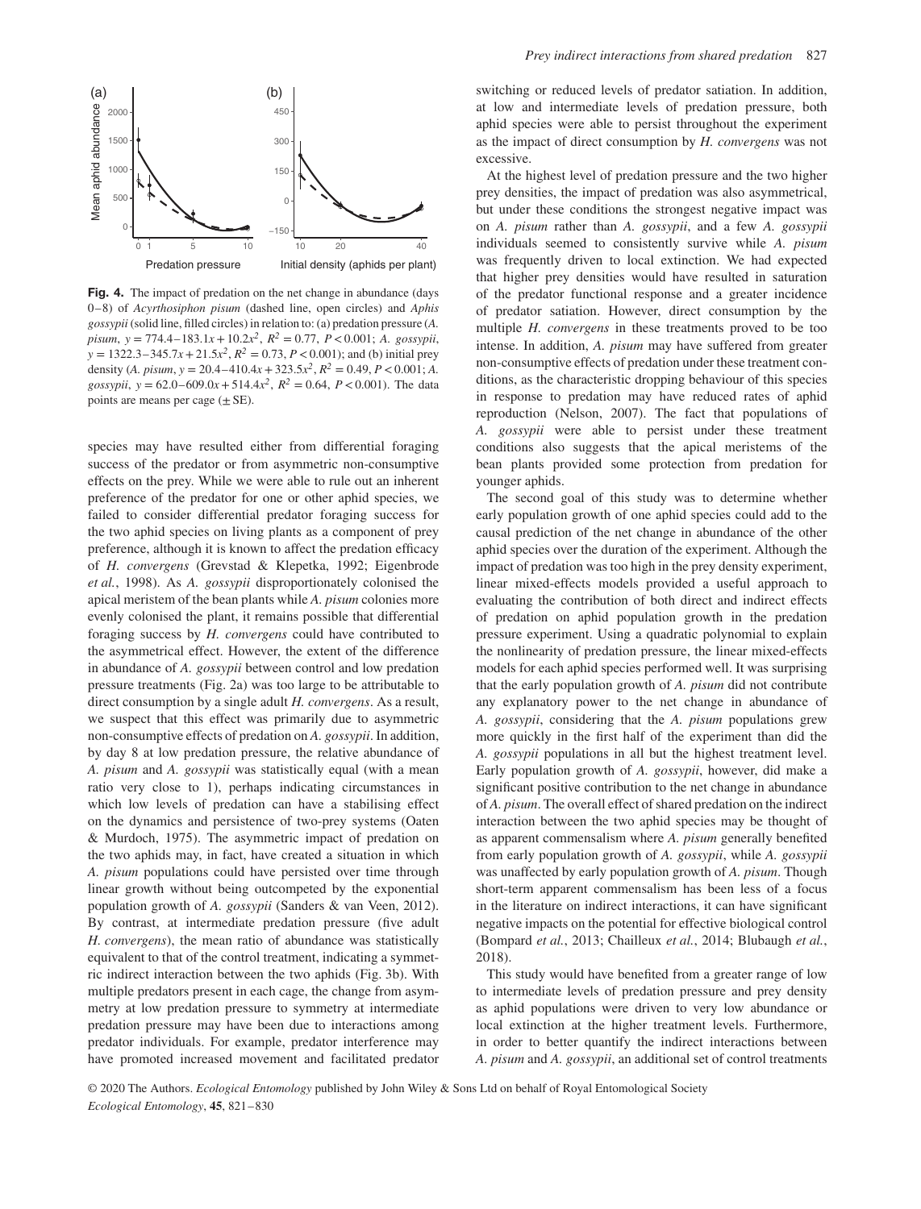(a)

Mean aphid abundance

2000

1500

1000

500

0

0 1 5 10

Predation pressure

(b)

450

300

150

0

−150

10 20 40

Initial density (aphids per plant)

**Fig. 4.** The impact of predation on the net change in abundance (days 0–8) of *Acyrthosiphon pisum* (dashed line, open circles) and *Aphis gossypii* (solid line, filled circles) in relation to: (a) predation pressure (*A. pisum*, $y = 774.4 - 183.1x + 10.2x^2$, $R^2 = 0.77$, $P < 0.001$; *A. gossypii*, $y = 1322.3 - 345.7x + 21.5x^2$, $R^2 = 0.73$, $P < 0.001$); and (b) initial prey density (*A. pisum*, $y = 20.4 - 410.4x + 323.5x^2$, $R^2 = 0.49$, $P < 0.001$; *A. gossypii*, $y = 62.0 - 609.0x + 514.4x^2$, $R^2 = 0.64$, $P < 0.001$). The data points are means per cage (± SE).

species may have resulted either from differential foraging success of the predator or from asymmetric non-consumptive effects on the prey. While we were able to rule out an inherent preference of the predator for one or other aphid species, we failed to consider differential predator foraging success for the two aphid species on living plants as a component of prey preference, although it is known to affect the predation efficacy of *H. convergens* (Grevstad & Klepetka, 1992; Eigenbrode *et al.*, 1998). As *A. gossypii* disproportionately colonised the apical meristem of the bean plants while *A. pisum* colonies more evenly colonised the plant, it remains possible that differential foraging success by *H. convergens* could have contributed to the asymmetrical effect. However, the extent of the difference in abundance of *A. gossypii* between control and low predation pressure treatments (Fig. 2a) was too large to be attributable to direct consumption by a single adult *H. convergens*. As a result, we suspect that this effect was primarily due to asymmetric non-consumptive effects of predation on *A. gossypii*. In addition, by day 8 at low predation pressure, the relative abundance of *A. pisum* and *A. gossypii* was statistically equal (with a mean ratio very close to 1), perhaps indicating circumstances in which low levels of predation can have a stabilising effect on the dynamics and persistence of two-prey systems (Oaten & Murdoch, 1975). The asymmetric impact of predation on the two aphids may, in fact, have created a situation in which *A. pisum* populations could have persisted over time through linear growth without being outcompeted by the exponential population growth of *A. gossypii* (Sanders & van Veen, 2012). By contrast, at intermediate predation pressure (five adult *H. convergens*), the mean ratio of abundance was statistically equivalent to that of the control treatment, indicating a symmetric indirect interaction between the two aphids (Fig. 3b). With multiple predators present in each cage, the change from asymmetry at low predation pressure to symmetry at intermediate predation pressure may have been due to interactions among predator individuals. For example, predator interference may have promoted increased movement and facilitated predator switching or reduced levels of predator satiation. In addition, at low and intermediate levels of predation pressure, both aphid species were able to persist throughout the experiment as the impact of direct consumption by *H. convergens* was not excessive.

At the highest level of predation pressure and the two higher prey densities, the impact of predation was also asymmetrical, but under these conditions the strongest negative impact was on *A. pisum* rather than *A. gossypii*, and a few *A. gossypii* individuals seemed to consistently survive while *A. pisum* was frequently driven to local extinction. We had expected that higher prey densities would have resulted in saturation of the predator functional response and a greater incidence of predator satiation. However, direct consumption by the multiple *H. convergens* in these treatments proved to be too intense. In addition, *A. pisum* may have suffered from greater non-consumptive effects of predation under these treatment conditions, as the characteristic dropping behaviour of this species in response to predation may have reduced rates of aphid reproduction (Nelson, 2007). The fact that populations of *A. gossypii* were able to persist under these treatment conditions also suggests that the apical meristems of the bean plants provided some protection from predation for younger aphids.

The second goal of this study was to determine whether early population growth of one aphid species could add to the causal prediction of the net change in abundance of the other aphid species over the duration of the experiment. Although the impact of predation was too high in the prey density experiment, linear mixed-effects models provided a useful approach to evaluating the contribution of both direct and indirect effects of predation on aphid population growth in the predation pressure experiment. Using a quadratic polynomial to explain the nonlinearity of predation pressure, the linear mixed-effects models for each aphid species performed well. It was surprising that the early population growth of *A. pisum* did not contribute any explanatory power to the net change in abundance of *A. gossypii*, considering that the *A. pisum* populations grew more quickly in the first half of the experiment than did the *A. gossypii* populations in all but the highest treatment level. Early population growth of *A. gossypii*, however, did make a significant positive contribution to the net change in abundance of *A. pisum*. The overall effect of shared predation on the indirect interaction between the two aphid species may be thought of as apparent commensalism where *A. pisum* generally benefited from early population growth of *A. gossypii*, while *A. gossypii* was unaffected by early population growth of *A. pisum*. Though short-term apparent commensalism has been less of a focus in the literature on indirect interactions, it can have significant negative impacts on the potential for effective biological control (Bompard *et al.*, 2013; Chailleux *et al.*, 2014; Blubaugh *et al.*, 2018).

This study would have benefited from a greater range of low to intermediate levels of predation pressure and prey density as aphid populations were driven to very low abundance or local extinction at the higher treatment levels. Furthermore, in order to better quantify the indirect interactions between *A. pisum* and *A. gossypii*, an additional set of control treatments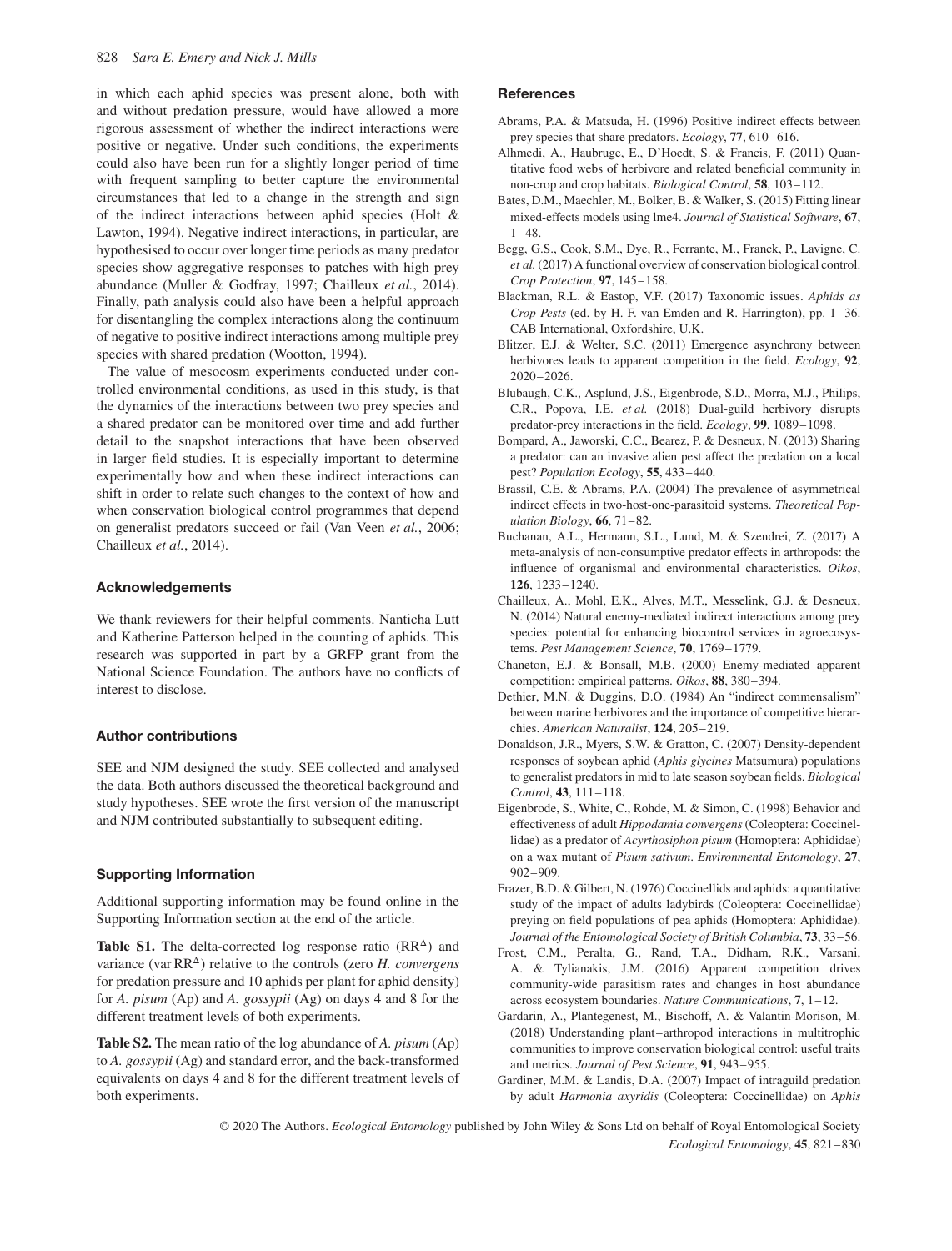in which each aphid species was present alone, both with and without predation pressure, would have allowed a more rigorous assessment of whether the indirect interactions were positive or negative. Under such conditions, the experiments could also have been run for a slightly longer period of time with frequent sampling to better capture the environmental circumstances that led to a change in the strength and sign of the indirect interactions between aphid species (Holt & Lawton, 1994). Negative indirect interactions, in particular, are hypothesised to occur over longer time periods as many predator species show aggregative responses to patches with high prey abundance (Muller & Godfray, 1997; Chailleux *et al.*, 2014). Finally, path analysis could also have been a helpful approach for disentangling the complex interactions along the continuum of negative to positive indirect interactions among multiple prey species with shared predation (Wootton, 1994).

The value of mesocosm experiments conducted under controlled environmental conditions, as used in this study, is that the dynamics of the interactions between two prey species and a shared predator can be monitored over time and add further detail to the snapshot interactions that have been observed in larger field studies. It is especially important to determine experimentally how and when these indirect interactions can shift in order to relate such changes to the context of how and when conservation biological control programmes that depend on generalist predators succeed or fail (Van Veen *et al.*, 2006; Chailleux *et al.*, 2014).

## Acknowledgements

We thank reviewers for their helpful comments. Nanticha Lutt and Katherine Patterson helped in the counting of aphids. This research was supported in part by a GRFP grant from the National Science Foundation. The authors have no conflicts of interest to disclose.

## Author contributions

SEE and NJM designed the study. SEE collected and analysed the data. Both authors discussed the theoretical background and study hypotheses. SEE wrote the first version of the manuscript and NJM contributed substantially to subsequent editing.

## Supporting Information

Additional supporting information may be found online in the Supporting Information section at the end of the article.

**Table S1.** The delta-corrected log response ratio ($RR^{\Delta}$) and variance (var $RR^{\Delta}$) relative to the controls (zero *H. convergens* for predation pressure and 10 aphids per plant for aphid density) for *A. pisum* (Ap) and *A. gossypii* (Ag) on days 4 and 8 for the different treatment levels of both experiments.

**Table S2.** The mean ratio of the log abundance of *A. pisum* (Ap) to *A. gossypii* (Ag) and standard error, and the back-transformed equivalents on days 4 and 8 for the different treatment levels of both experiments.

## References

Abrams, P.A. & Matsuda, H. (1996) Positive indirect effects between prey species that share predators. *Ecology*, **77**, 610–616.

Alhmedi, A., Haubruge, E., D'Hoedt, S. & Francis, F. (2011) Quantitative food webs of herbivore and related beneficial community in non-crop and crop habitats. *Biological Control*, **58**, 103–112.

Bates, D.M., Maechler, M., Bolker, B. & Walker, S. (2015) Fitting linear mixed-effects models using lme4. *Journal of Statistical Software*, **67**, 1–48.

Begg, G.S., Cook, S.M., Dye, R., Ferrante, M., Franck, P., Lavigne, C. *et al.* (2017) A functional overview of conservation biological control. *Crop Protection*, **97**, 145–158.

Blackman, R.L. & Eastop, V.F. (2017) Taxonomic issues. *Aphids as Crop Pests* (ed. by H. F. van Emden and R. Harrington), pp. 1–36. CAB International, Oxfordshire, U.K.

Blitzer, E.J. & Welter, S.C. (2011) Emergence asynchrony between herbivores leads to apparent competition in the field. *Ecology*, **92**, 2020–2026.

Blubaugh, C.K., Asplund, J.S., Eigenbrode, S.D., Morra, M.J., Philips, C.R., Popova, I.E. *et al.* (2018) Dual-guild herbivory disrupts predator-prey interactions in the field. *Ecology*, **99**, 1089–1098.

Bompard, A., Jaworski, C.C., Bearez, P. & Desneux, N. (2013) Sharing a predator: can an invasive alien pest affect the predation on a local pest? *Population Ecology*, **55**, 433–440.

Brassil, C.E. & Abrams, P.A. (2004) The prevalence of asymmetrical indirect effects in two-host-one-parasitoid systems. *Theoretical Population Biology*, **66**, 71–82.

Buchanan, A.L., Hermann, S.L., Lund, M. & Szendrei, Z. (2017) A meta-analysis of non-consumptive predator effects in arthropods: the influence of organismal and environmental characteristics. *Oikos*, **126**, 1233–1240.

Chailleux, A., Mohl, E.K., Alves, M.T., Messelink, G.J. & Desneux, N. (2014) Natural enemy-mediated indirect interactions among prey species: potential for enhancing biocontrol services in agroecosystems. *Pest Management Science*, **70**, 1769–1779.

Chaneton, E.J. & Bonsall, M.B. (2000) Enemy-mediated apparent competition: empirical patterns. *Oikos*, **88**, 380–394.

Dethier, M.N. & Duggins, D.O. (1984) An "indirect commensalism" between marine herbivores and the importance of competitive hierarchies. *American Naturalist*, **124**, 205–219.

Donaldson, J.R., Myers, S.W. & Gratton, C. (2007) Density-dependent responses of soybean aphid (*Aphis glycines* Matsumura) populations to generalist predators in mid to late season soybean fields. *Biological Control*, **43**, 111–118.

Eigenbrode, S., White, C., Rohde, M. & Simon, C. (1998) Behavior and effectiveness of adult *Hippodamia convergens* (Coleoptera: Coccinellidae) as a predator of *Acyrthosiphon pisum* (Homoptera: Aphididae) on a wax mutant of *Pisum sativum*. *Environmental Entomology*, **27**, 902–909.

Frazer, B.D. & Gilbert, N. (1976) Coccinellids and aphids: a quantitative study of the impact of adults ladybirds (Coleoptera: Coccinellidae) preying on field populations of pea aphids (Homoptera: Aphididae). *Journal of the Entomological Society of British Columbia*, **73**, 33–56.

Frost, C.M., Peralta, G., Rand, T.A., Didham, R.K., Varsani, A. & Tylianakis, J.M. (2016) Apparent competition drives community-wide parasitism rates and changes in host abundance across ecosystem boundaries. *Nature Communications*, **7**, 1–12.

Gardarin, A., Plantegenest, M., Bischoff, A. & Valantin-Morison, M. (2018) Understanding plant–arthropod interactions in multitrophic communities to improve conservation biological control: useful traits and metrics. *Journal of Pest Science*, **91**, 943–955.

Gardiner, M.M. & Landis, D.A. (2007) Impact of intraguild predation by adult *Harmonia axyridis* (Coleoptera: Coccinellidae) on *Aphis*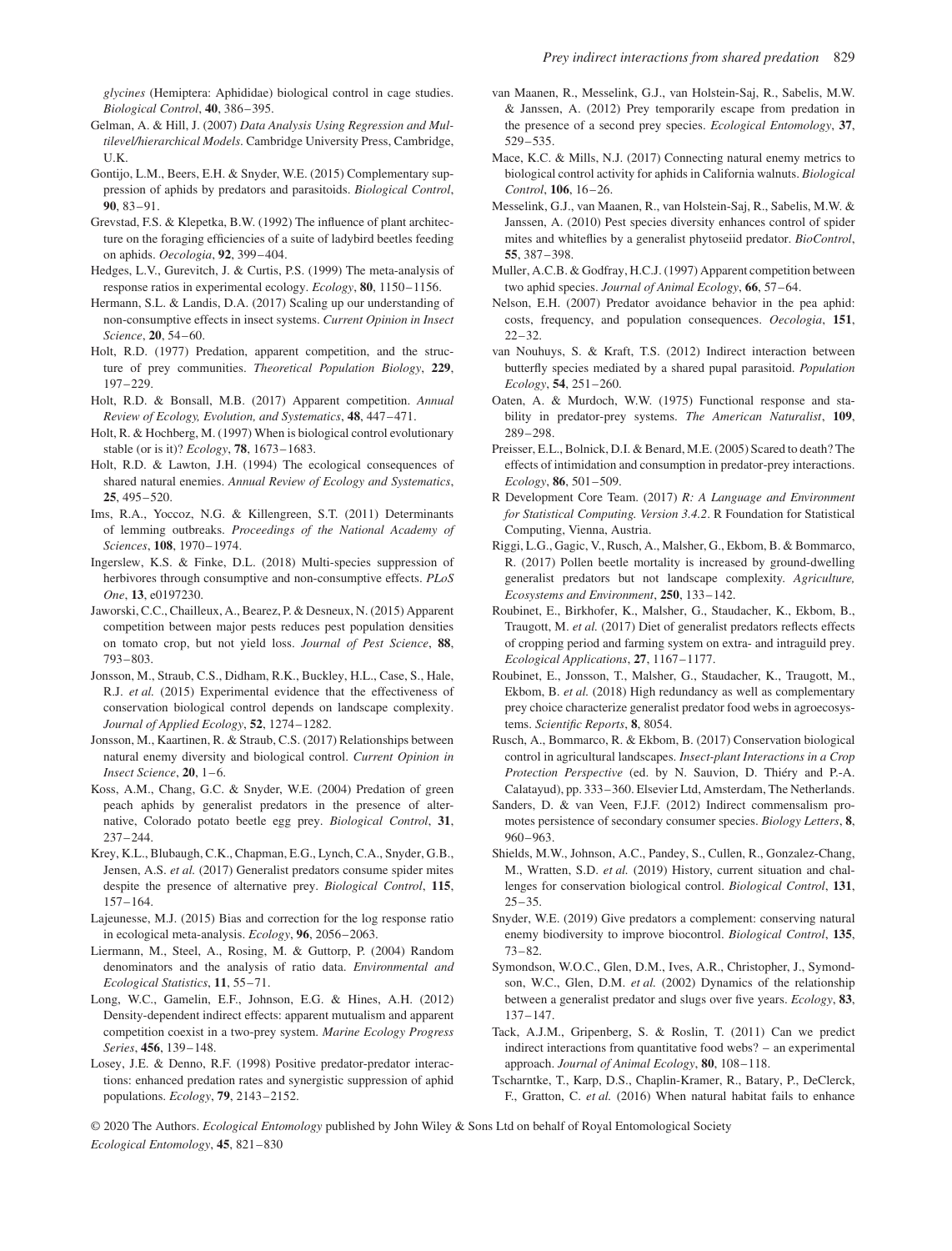*glycines* (Hemiptera: Aphididae) biological control in cage studies. *Biological Control*, **40**, 386–395.

Gelman, A. & Hill, J. (2007) *Data Analysis Using Regression and Multilevel/hierarchical Models*. Cambridge University Press, Cambridge, U.K.

Gontijo, L.M., Beers, E.H. & Snyder, W.E. (2015) Complementary suppression of aphids by predators and parasitoids. *Biological Control*, **90**, 83–91.

Grevstad, F.S. & Klepetka, B.W. (1992) The influence of plant architecture on the foraging efficiencies of a suite of ladybird beetles feeding on aphids. *Oecologia*, **92**, 399–404.

Hedges, L.V., Gurevitch, J. & Curtis, P.S. (1999) The meta-analysis of response ratios in experimental ecology. *Ecology*, **80**, 1150–1156.

Hermann, S.L. & Landis, D.A. (2017) Scaling up our understanding of non-consumptive effects in insect systems. *Current Opinion in Insect Science*, **20**, 54–60.

Holt, R.D. (1977) Predation, apparent competition, and the structure of prey communities. *Theoretical Population Biology*, **229**, 197–229.

Holt, R.D. & Bonsall, M.B. (2017) Apparent competition. *Annual Review of Ecology, Evolution, and Systematics*, **48**, 447–471.

Holt, R. & Hochberg, M. (1997) When is biological control evolutionary stable (or is it)? *Ecology*, **78**, 1673–1683.

Holt, R.D. & Lawton, J.H. (1994) The ecological consequences of shared natural enemies. *Annual Review of Ecology and Systematics*, **25**, 495–520.

Ims, R.A., Yoccoz, N.G. & Killengreen, S.T. (2011) Determinants of lemming outbreaks. *Proceedings of the National Academy of Sciences*, **108**, 1970–1974.

Ingerslew, K.S. & Finke, D.L. (2018) Multi-species suppression of herbivores through consumptive and non-consumptive effects. *PLoS One*, **13**, e0197230.

Jaworski, C.C., Chailleux, A., Bearez, P. & Desneux, N. (2015) Apparent competition between major pests reduces pest population densities on tomato crop, but not yield loss. *Journal of Pest Science*, **88**, 793–803.

Jonsson, M., Straub, C.S., Didham, R.K., Buckley, H.L., Case, S., Hale, R.J. *et al.* (2015) Experimental evidence that the effectiveness of conservation biological control depends on landscape complexity. *Journal of Applied Ecology*, **52**, 1274–1282.

Jonsson, M., Kaartinen, R. & Straub, C.S. (2017) Relationships between natural enemy diversity and biological control. *Current Opinion in Insect Science*, **20**, 1–6.

Koss, A.M., Chang, G.C. & Snyder, W.E. (2004) Predation of green peach aphids by generalist predators in the presence of alternative, Colorado potato beetle egg prey. *Biological Control*, **31**, 237–244.

Krey, K.L., Blubaugh, C.K., Chapman, E.G., Lynch, C.A., Snyder, G.B., Jensen, A.S. *et al.* (2017) Generalist predators consume spider mites despite the presence of alternative prey. *Biological Control*, **115**, 157–164.

Lajeunesse, M.J. (2015) Bias and correction for the log response ratio in ecological meta-analysis. *Ecology*, **96**, 2056–2063.

Liermann, M., Steel, A., Rosing, M. & Guttorp, P. (2004) Random denominators and the analysis of ratio data. *Environmental and Ecological Statistics*, **11**, 55–71.

Long, W.C., Gamelin, E.F., Johnson, E.G. & Hines, A.H. (2012) Density-dependent indirect effects: apparent mutualism and apparent competition coexist in a two-prey system. *Marine Ecology Progress Series*, **456**, 139–148.

Losey, J.E. & Denno, R.F. (1998) Positive predator-predator interactions: enhanced predation rates and synergistic suppression of aphid populations. *Ecology*, **79**, 2143–2152.

van Maanen, R., Messelink, G.J., van Holstein-Saj, R., Sabelis, M.W. & Janssen, A. (2012) Prey temporarily escape from predation in the presence of a second prey species. *Ecological Entomology*, **37**, 529–535.

Mace, K.C. & Mills, N.J. (2017) Connecting natural enemy metrics to biological control activity for aphids in California walnuts. *Biological Control*, **106**, 16–26.

Messelink, G.J., van Maanen, R., van Holstein-Saj, R., Sabelis, M.W. & Janssen, A. (2010) Pest species diversity enhances control of spider mites and whiteflies by a generalist phytoseiid predator. *BioControl*, **55**, 387–398.

Muller, A.C.B. & Godfray, H.C.J. (1997) Apparent competition between two aphid species. *Journal of Animal Ecology*, **66**, 57–64.

Nelson, E.H. (2007) Predator avoidance behavior in the pea aphid: costs, frequency, and population consequences. *Oecologia*, **151**, 22–32.

van Nouhuys, S. & Kraft, T.S. (2012) Indirect interaction between butterfly species mediated by a shared pupal parasitoid. *Population Ecology*, **54**, 251–260.

Oaten, A. & Murdoch, W.W. (1975) Functional response and stability in predator-prey systems. *The American Naturalist*, **109**, 289–298.

Preisser, E.L., Bolnick, D.I. & Benard, M.E. (2005) Scared to death? The effects of intimidation and consumption in predator-prey interactions. *Ecology*, **86**, 501–509.

R Development Core Team. (2017) *R: A Language and Environment for Statistical Computing. Version 3.4.2*. R Foundation for Statistical Computing, Vienna, Austria.

Riggi, L.G., Gagic, V., Rusch, A., Malsher, G., Ekbom, B. & Bommarco, R. (2017) Pollen beetle mortality is increased by ground-dwelling generalist predators but not landscape complexity. *Agriculture, Ecosystems and Environment*, **250**, 133–142.

Roubinet, E., Birkhofer, K., Malsher, G., Staudacher, K., Ekbom, B., Traugott, M. *et al.* (2017) Diet of generalist predators reflects effects of cropping period and farming system on extra- and intraguild prey. *Ecological Applications*, **27**, 1167–1177.

Roubinet, E., Jonsson, T., Malsher, G., Staudacher, K., Traugott, M., Ekbom, B. *et al.* (2018) High redundancy as well as complementary prey choice characterize generalist predator food webs in agroecosystems. *Scientific Reports*, **8**, 8054.

Rusch, A., Bommarco, R. & Ekbom, B. (2017) Conservation biological control in agricultural landscapes. *Insect-plant Interactions in a Crop Protection Perspective* (ed. by N. Sauvion, D. Thiéry and P.-A. Calatayud), pp. 333–360. Elsevier Ltd, Amsterdam, The Netherlands.

Sanders, D. & van Veen, F.J.F. (2012) Indirect commensalism promotes persistence of secondary consumer species. *Biology Letters*, **8**, 960–963.

Shields, M.W., Johnson, A.C., Pandey, S., Cullen, R., Gonzalez-Chang, M., Wratten, S.D. *et al.* (2019) History, current situation and challenges for conservation biological control. *Biological Control*, **131**, 25–35.

Snyder, W.E. (2019) Give predators a complement: conserving natural enemy biodiversity to improve biocontrol. *Biological Control*, **135**, 73–82.

Symondson, W.O.C., Glen, D.M., Ives, A.R., Christopher, J., Symondson, W.C., Glen, D.M. *et al.* (2002) Dynamics of the relationship between a generalist predator and slugs over five years. *Ecology*, **83**, 137–147.

Tack, A.J.M., Gripenberg, S. & Roslin, T. (2011) Can we predict indirect interactions from quantitative food webs? – an experimental approach. *Journal of Animal Ecology*, **80**, 108–118.

Tscharntke, T., Karp, D.S., Chaplin-Kramer, R., Batary, P., DeClerck, F., Gratton, C. *et al.* (2016) When natural habitat fails to enhance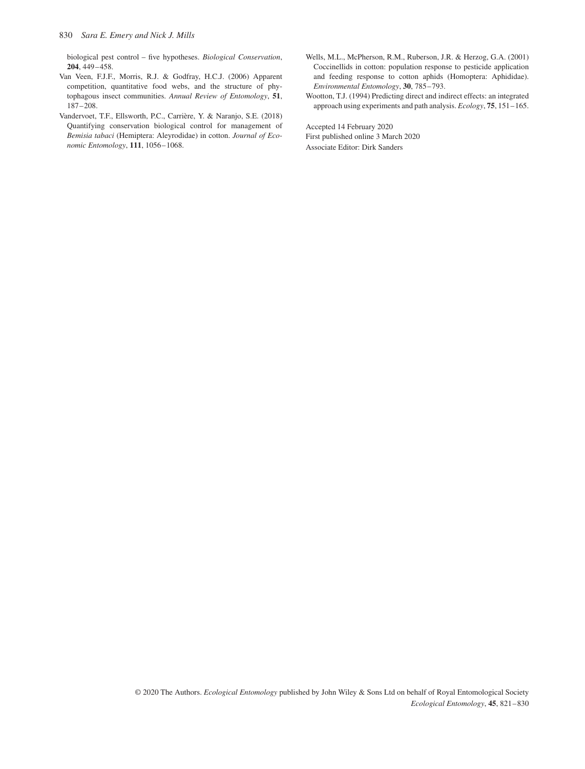biological pest control – five hypotheses. *Biological Conservation*, **204**, 449–458.

Van Veen, F.J.F., Morris, R.J. & Godfray, H.C.J. (2006) Apparent competition, quantitative food webs, and the structure of phytophagous insect communities. *Annual Review of Entomology*, **51**, 187–208.

Vandervoet, T.F., Ellsworth, P.C., Carrière, Y. & Naranjo, S.E. (2018) Quantifying conservation biological control for management of *Bemisia tabaci* (Hemiptera: Aleyrodidae) in cotton. *Journal of Economic Entomology*, **111**, 1056–1068.

Wells, M.L., McPherson, R.M., Ruberson, J.R. & Herzog, G.A. (2001) Coccinellids in cotton: population response to pesticide application and feeding response to cotton aphids (Homoptera: Aphididae). *Environmental Entomology*, **30**, 785–793.

Wootton, T.J. (1994) Predicting direct and indirect effects: an integrated approach using experiments and path analysis. *Ecology*, **75**, 151–165.

Accepted 14 February 2020
First published online 3 March 2020
Associate Editor: Dirk Sanders

© 2020 The Authors. *Ecological Entomology* published by John Wiley & Sons Ltd on behalf of Royal Entomological Society